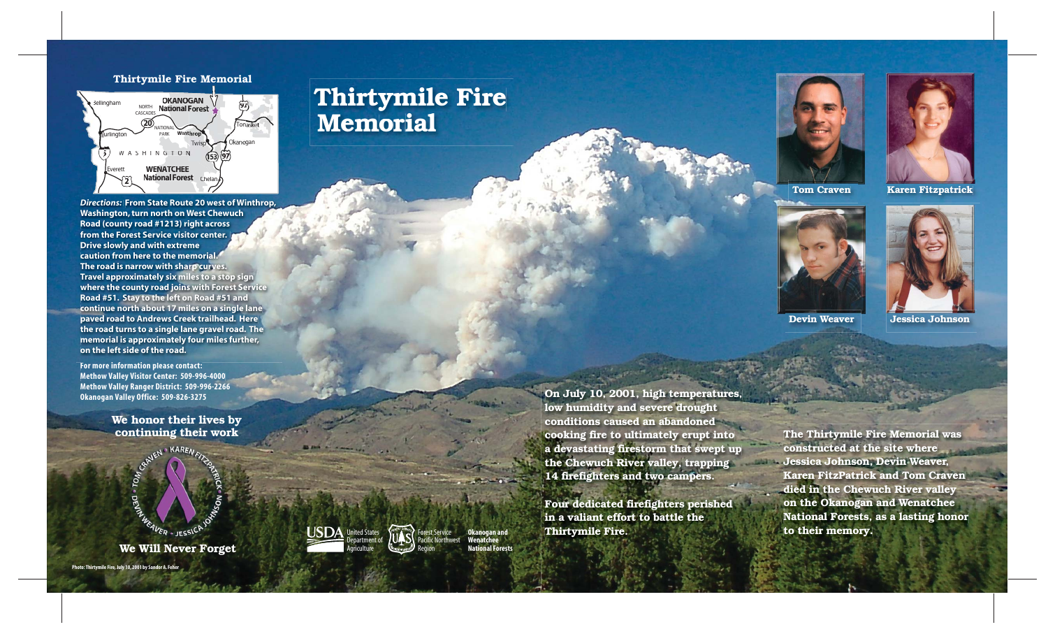# Thirtymile Fire Memorial

## Thirtymile Fire Memorial

*Directions:* **From State Route 20 west of Winthrop, Washington, turn north on West Chewuch Road (county road #1213) right across from the Forest Service visitor center. Drive slowly and with extreme caution from here to the memorial. The road is narrow with sharp curves. Travel approximately six miles to a stop sign where the county road joins with Forest Service Road #51. Stay to the left on Road #51 and continue north about 17 miles on a single lane paved road to Andrews Creek trailhead. Here the road turns to a single lane gravel road. The memorial is approximately four miles further, on the left side of the road.**

**For more information please contact:**
**Methow Valley Visitor Center: 509-996-4000**
**Methow Valley Ranger District: 509-996-2266**
**Okanogan Valley Office: 509-826-3275**

**We honor their lives by continuing their work**

TOM CRAVEN • KAREN FITZPATRICK • DEVIN WEAVER • JESSICA JOHNSON

**We Will Never Forget**

Photo: Thirtymile Fire, July 10, 2001 by Sandor A. Feher

USDA United States Department of Agriculture — Forest Service Pacific Northwest Region — **Okanogan and Wenatchee National Forests**

**On July 10, 2001, high temperatures, low humidity and severe drought conditions caused an abandoned cooking fire to ultimately erupt into a devastating firestorm that swept up the Chewuch River valley, trapping 14 firefighters and two campers.**

**Four dedicated firefighters perished in a valiant effort to battle the Thirtymile Fire.**

**Tom Craven** — **Karen Fitzpatrick** — **Devin Weaver** — **Jessica Johnson**

**The Thirtymile Fire Memorial was constructed at the site where Jessica Johnson, Devin Weaver, Karen FitzPatrick and Tom Craven died in the Chewuch River valley on the Okanogan and Wenatchee National Forests, as a lasting honor to their memory.**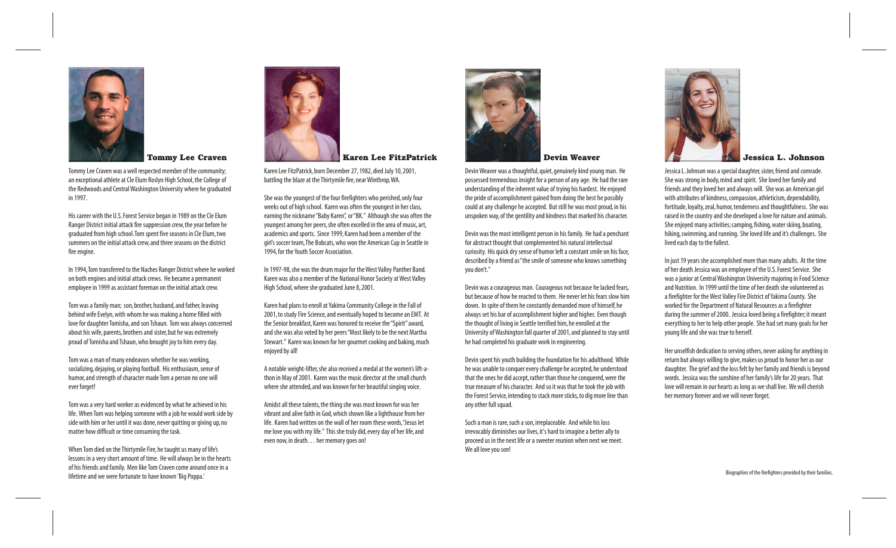## Tommy Lee Craven

Tommy Lee Craven was a well respected member of the community; an exceptional athlete at Cle Elum Roslyn High School, the College of the Redwoods and Central Washington University where he graduated in 1997.

His career with the U.S. Forest Service began in 1989 on the Cle Elum Ranger District initial attack fire suppression crew, the year before he graduated from high school. Tom spent five seasons in Cle Elum, two summers on the initial attack crew, and three seasons on the district fire engine.

In 1994, Tom transferred to the Naches Ranger District where he worked on both engines and initial attack crews. He became a permanent employee in 1999 as assistant foreman on the initial attack crew.

Tom was a family man; son, brother, husband, and father, leaving behind wife Evelyn, with whom he was making a home filled with love for daughter Tomisha, and son Tshaun. Tom was always concerned about his wife, parents, brothers and sister, but he was extremely proud of Tomisha and Tshaun, who brought joy to him every day.

Tom was a man of many endeavors whether he was working, socializing, dejaying, or playing football. His enthusiasm, sense of humor, and strength of character made Tom a person no one will ever forget!

Tom was a very hard worker as evidenced by what he achieved in his life. When Tom was helping someone with a job he would work side by side with him or her until it was done, never quitting or giving up, no matter how difficult or time consuming the task.

When Tom died on the Thirtymile Fire, he taught us many of life's lessons in a very short amount of time. He will always be in the hearts of his friends and family. Men like Tom Craven come around once in a lifetime and we were fortunate to have known 'Big Poppa.'

## Karen Lee FitzPatrick

Karen Lee FitzPatrick, born December 27, 1982, died July 10, 2001, battling the blaze at the Thirtymile fire, near Winthrop, WA.

She was the youngest of the four firefighters who perished, only four weeks out of high school. Karen was often the youngest in her class, earning the nickname "Baby Karen", or "BK." Although she was often the youngest among her peers, she often excelled in the area of music, art, academics and sports. Since 1999, Karen had been a member of the girl's soccer team, The Bobcats, who won the American Cup in Seattle in 1994, for the Youth Soccer Association.

In 1997-98, she was the drum major for the West Valley Panther Band. Karen was also a member of the National Honor Society at West Valley High School, where she graduated June 8, 2001.

Karen had plans to enroll at Yakima Community College in the Fall of 2001, to study Fire Science, and eventually hoped to become an EMT. At the Senior breakfast, Karen was honored to receive the "Spirit" award, and she was also voted by her peers "Most likely to be the next Martha Stewart." Karen was known for her gourmet cooking and baking, much enjoyed by all!

A notable weight-lifter, she also received a medal at the women's lift-a-thon in May of 2001. Karen was the music director at the small church where she attended, and was known for her beautiful singing voice.

Amidst all these talents, the thing she was most known for was her vibrant and alive faith in God, which shown like a lighthouse from her life. Karen had written on the wall of her room these words, "Jesus let me love you with my life." This she truly did, every day of her life, and even now, in death . . . her memory goes on!

## Devin Weaver

Devin Weaver was a thoughtful, quiet, genuinely kind young man. He possessed tremendous insight for a person of any age. He had the rare understanding of the inherent value of trying his hardest. He enjoyed the pride of accomplishment gained from doing the best he possibly could at any challenge he accepted. But still he was most proud, in his unspoken way, of the gentility and kindness that marked his character.

Devin was the most intelligent person in his family. He had a penchant for abstract thought that complemented his natural intellectual curiosity. His quick dry sense of humor left a constant smile on his face, described by a friend as "the smile of someone who knows something you don't."

Devin was a courageous man. Courageous not because he lacked fears, but because of how he reacted to them. He never let his fears slow him down. In spite of them he constantly demanded more of himself, he always set his bar of accomplishment higher and higher. Even though the thought of living in Seattle terrified him, he enrolled at the University of Washington fall quarter of 2001, and planned to stay until he had completed his graduate work in engineering.

Devin spent his youth building the foundation for his adulthood. While he was unable to conquer every challenge he accepted, he understood that the ones he did accept, rather than those he conquered, were the true measure of his character. And so it was that he took the job with the Forest Service, intending to stack more sticks, to dig more line than any other full squad.

Such a man is rare, such a son, irreplaceable. And while his loss irrevocably diminishes our lives, it's hard to imagine a better ally to proceed us in the next life or a sweeter reunion when next we meet. We all love you son!

## Jessica L. Johnson

Jessica L. Johnson was a special daughter, sister, friend and comrade. She was strong in body, mind and spirit. She loved her family and friends and they loved her and always will. She was an American girl with attributes of kindness, compassion, athleticism, dependability, fortitude, loyalty, zeal, humor, tenderness and thoughtfulness. She was raised in the country and she developed a love for nature and animals. She enjoyed many activities; camping, fishing, water skiing, boating, hiking, swimming, and running. She loved life and it's challenges. She lived each day to the fullest.

In just 19 years she accomplished more than many adults. At the time of her death Jessica was an employee of the U.S. Forest Service. She was a junior at Central Washington University majoring in Food Science and Nutrition. In 1999 until the time of her death she volunteered as a firefighter for the West Valley Fire District of Yakima County. She worked for the Department of Natural Resources as a firefighter during the summer of 2000. Jessica loved being a firefighter; it meant everything to her to help other people. She had set many goals for her young life and she was true to herself.

Her unselfish dedication to serving others, never asking for anything in return but always willing to give, makes us proud to honor her as our daughter. The grief and the loss felt by her family and friends is beyond words. Jessica was the sunshine of her family's life for 20 years. That love will remain in our hearts as long as we shall live. We will cherish her memory forever and we will never forget.

Biographies of the firefighters provided by their families.